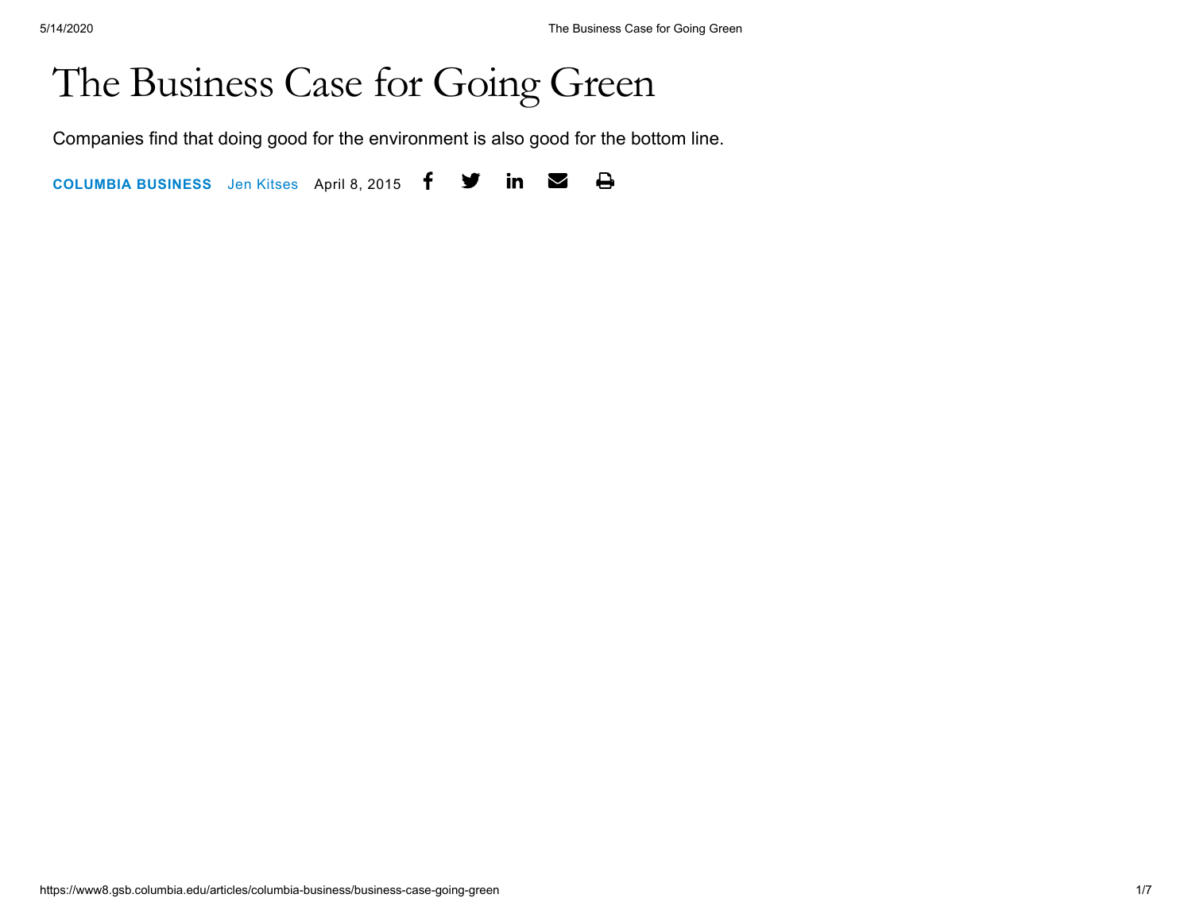# The Business Case for Going Green

Companies find that doing good for the environment is also good for the bottom line.

**COLUMBIA BUSINESS** Jen Kitses April 8, 2015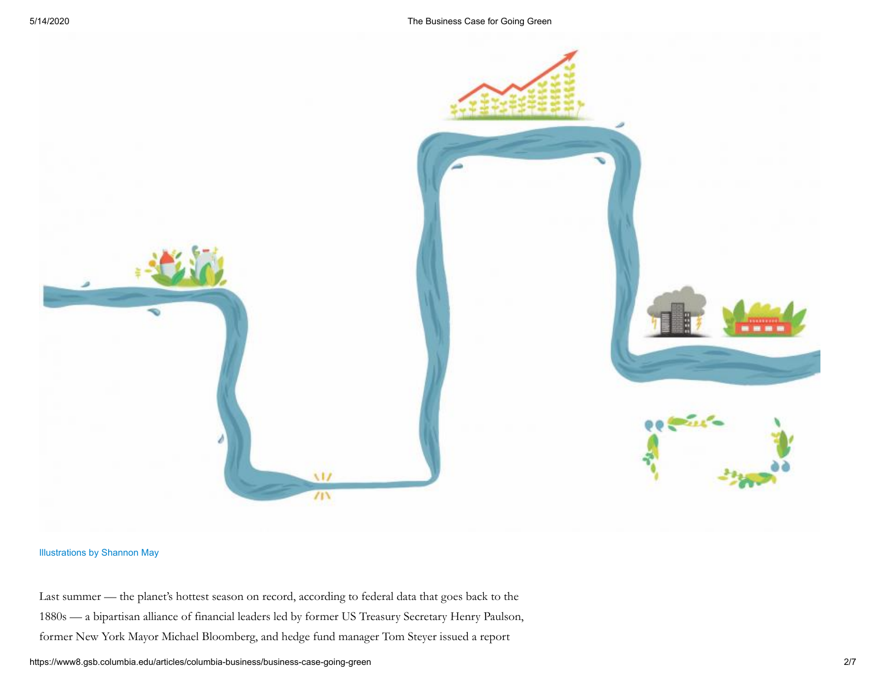Illustrations by Shannon May

Last summer — the planet's hottest season on record, according to federal data that goes back to the 1880s — a bipartisan alliance of financial leaders led by former US Treasury Secretary Henry Paulson, former New York Mayor Michael Bloomberg, and hedge fund manager Tom Steyer issued a report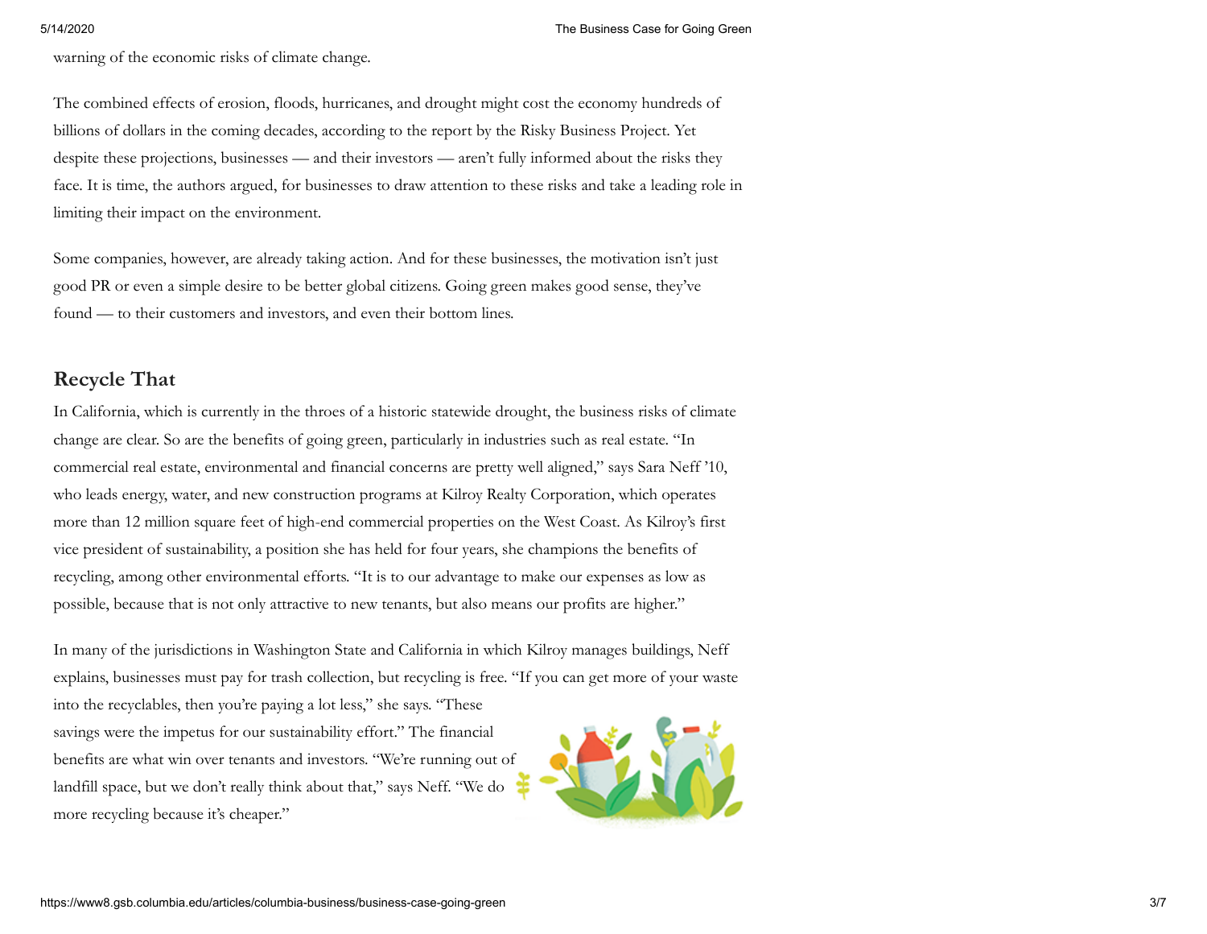warning of the economic risks of climate change.

The combined effects of erosion, floods, hurricanes, and drought might cost the economy hundreds of billions of dollars in the coming decades, according to the report by the Risky Business Project. Yet despite these projections, businesses — and their investors — aren't fully informed about the risks they face. It is time, the authors argued, for businesses to draw attention to these risks and take a leading role in limiting their impact on the environment.

Some companies, however, are already taking action. And for these businesses, the motivation isn't just good PR or even a simple desire to be better global citizens. Going green makes good sense, they've found — to their customers and investors, and even their bottom lines.

## Recycle That

In California, which is currently in the throes of a historic statewide drought, the business risks of climate change are clear. So are the benefits of going green, particularly in industries such as real estate. "In commercial real estate, environmental and financial concerns are pretty well aligned," says Sara Neff '10, who leads energy, water, and new construction programs at Kilroy Realty Corporation, which operates more than 12 million square feet of high-end commercial properties on the West Coast. As Kilroy's first vice president of sustainability, a position she has held for four years, she champions the benefits of recycling, among other environmental efforts. "It is to our advantage to make our expenses as low as possible, because that is not only attractive to new tenants, but also means our profits are higher."

In many of the jurisdictions in Washington State and California in which Kilroy manages buildings, Neff explains, businesses must pay for trash collection, but recycling is free. "If you can get more of your waste into the recyclables, then you're paying a lot less," she says. "These savings were the impetus for our sustainability effort." The financial benefits are what win over tenants and investors. "We're running out of landfill space, but we don't really think about that," says Neff. "We do more recycling because it's cheaper."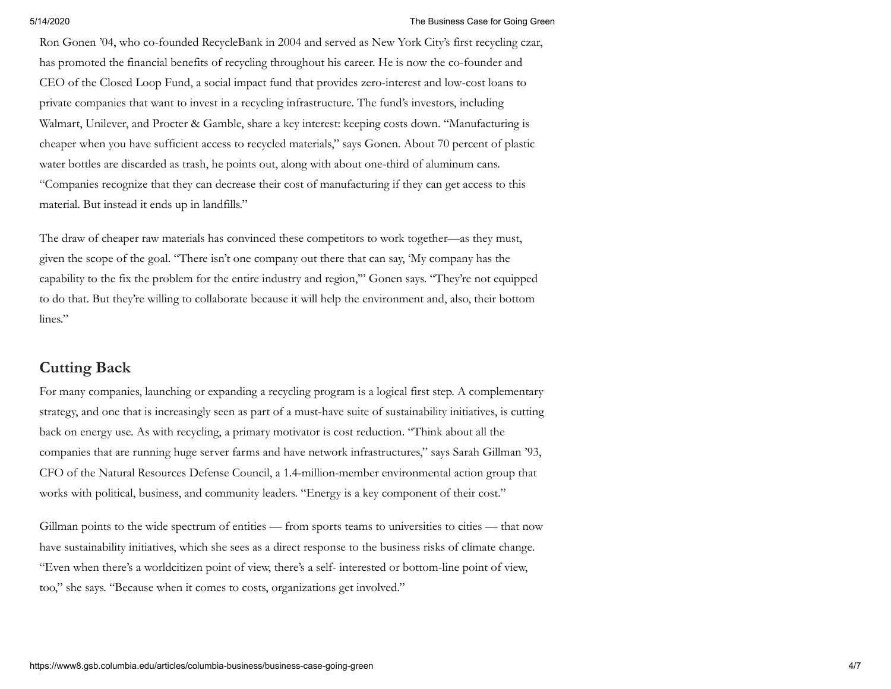Ron Gonen '04, who co-founded RecycleBank in 2004 and served as New York City's first recycling czar, has promoted the financial benefits of recycling throughout his career. He is now the co-founder and CEO of the Closed Loop Fund, a social impact fund that provides zero-interest and low-cost loans to private companies that want to invest in a recycling infrastructure. The fund's investors, including Walmart, Unilever, and Procter & Gamble, share a key interest: keeping costs down. "Manufacturing is cheaper when you have sufficient access to recycled materials," says Gonen. About 70 percent of plastic water bottles are discarded as trash, he points out, along with about one-third of aluminum cans. "Companies recognize that they can decrease their cost of manufacturing if they can get access to this material. But instead it ends up in landfills."

The draw of cheaper raw materials has convinced these competitors to work together—as they must, given the scope of the goal. "There isn't one company out there that can say, 'My company has the capability to the fix the problem for the entire industry and region,'" Gonen says. "They're not equipped to do that. But they're willing to collaborate because it will help the environment and, also, their bottom lines."

## Cutting Back

For many companies, launching or expanding a recycling program is a logical first step. A complementary strategy, and one that is increasingly seen as part of a must-have suite of sustainability initiatives, is cutting back on energy use. As with recycling, a primary motivator is cost reduction. "Think about all the companies that are running huge server farms and have network infrastructures," says Sarah Gillman '93, CFO of the Natural Resources Defense Council, a 1.4-million-member environmental action group that works with political, business, and community leaders. "Energy is a key component of their cost."

Gillman points to the wide spectrum of entities — from sports teams to universities to cities — that now have sustainability initiatives, which she sees as a direct response to the business risks of climate change. "Even when there's a worldcitizen point of view, there's a self- interested or bottom-line point of view, too," she says. "Because when it comes to costs, organizations get involved."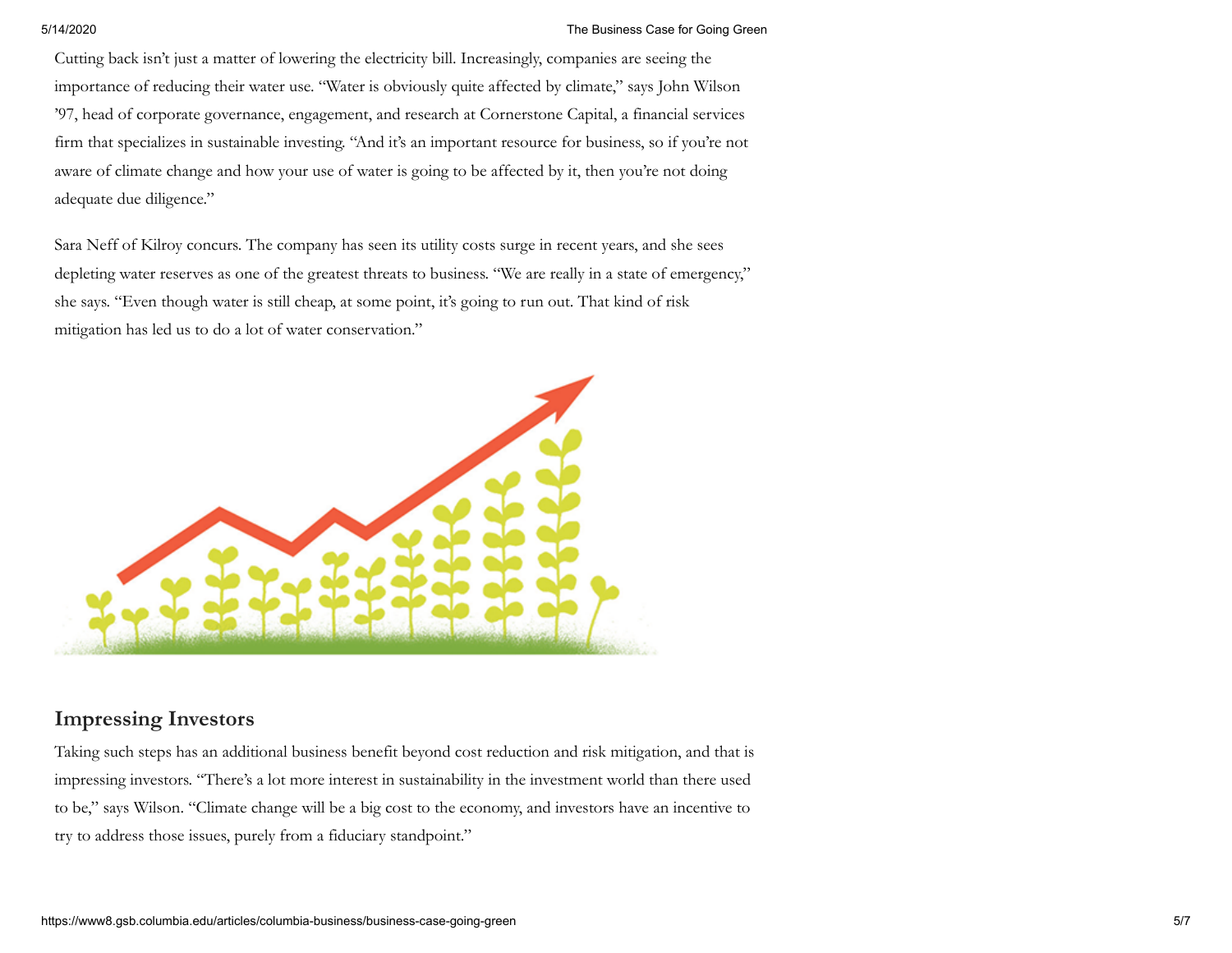Cutting back isn't just a matter of lowering the electricity bill. Increasingly, companies are seeing the importance of reducing their water use. "Water is obviously quite affected by climate," says John Wilson '97, head of corporate governance, engagement, and research at Cornerstone Capital, a financial services firm that specializes in sustainable investing. "And it's an important resource for business, so if you're not aware of climate change and how your use of water is going to be affected by it, then you're not doing adequate due diligence."

Sara Neff of Kilroy concurs. The company has seen its utility costs surge in recent years, and she sees depleting water reserves as one of the greatest threats to business. "We are really in a state of emergency," she says. "Even though water is still cheap, at some point, it's going to run out. That kind of risk mitigation has led us to do a lot of water conservation."

## Impressing Investors

Taking such steps has an additional business benefit beyond cost reduction and risk mitigation, and that is impressing investors. "There's a lot more interest in sustainability in the investment world than there used to be," says Wilson. "Climate change will be a big cost to the economy, and investors have an incentive to try to address those issues, purely from a fiduciary standpoint."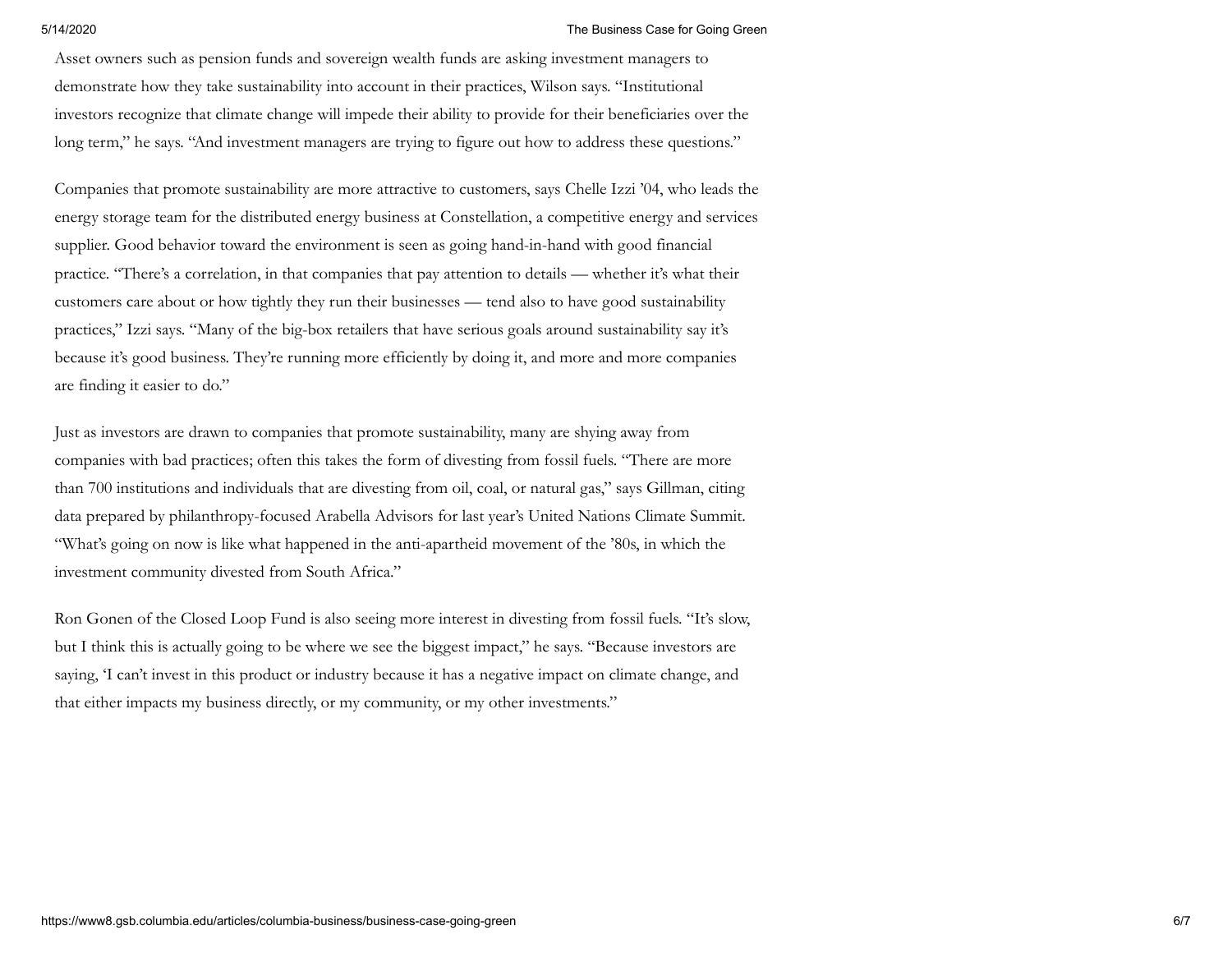Asset owners such as pension funds and sovereign wealth funds are asking investment managers to demonstrate how they take sustainability into account in their practices, Wilson says. "Institutional investors recognize that climate change will impede their ability to provide for their beneficiaries over the long term," he says. "And investment managers are trying to figure out how to address these questions."

Companies that promote sustainability are more attractive to customers, says Chelle Izzi '04, who leads the energy storage team for the distributed energy business at Constellation, a competitive energy and services supplier. Good behavior toward the environment is seen as going hand-in-hand with good financial practice. "There's a correlation, in that companies that pay attention to details — whether it's what their customers care about or how tightly they run their businesses — tend also to have good sustainability practices," Izzi says. "Many of the big-box retailers that have serious goals around sustainability say it's because it's good business. They're running more efficiently by doing it, and more and more companies are finding it easier to do."

Just as investors are drawn to companies that promote sustainability, many are shying away from companies with bad practices; often this takes the form of divesting from fossil fuels. "There are more than 700 institutions and individuals that are divesting from oil, coal, or natural gas," says Gillman, citing data prepared by philanthropy-focused Arabella Advisors for last year's United Nations Climate Summit. "What's going on now is like what happened in the anti-apartheid movement of the '80s, in which the investment community divested from South Africa."

Ron Gonen of the Closed Loop Fund is also seeing more interest in divesting from fossil fuels. "It's slow, but I think this is actually going to be where we see the biggest impact," he says. "Because investors are saying, 'I can't invest in this product or industry because it has a negative impact on climate change, and that either impacts my business directly, or my community, or my other investments."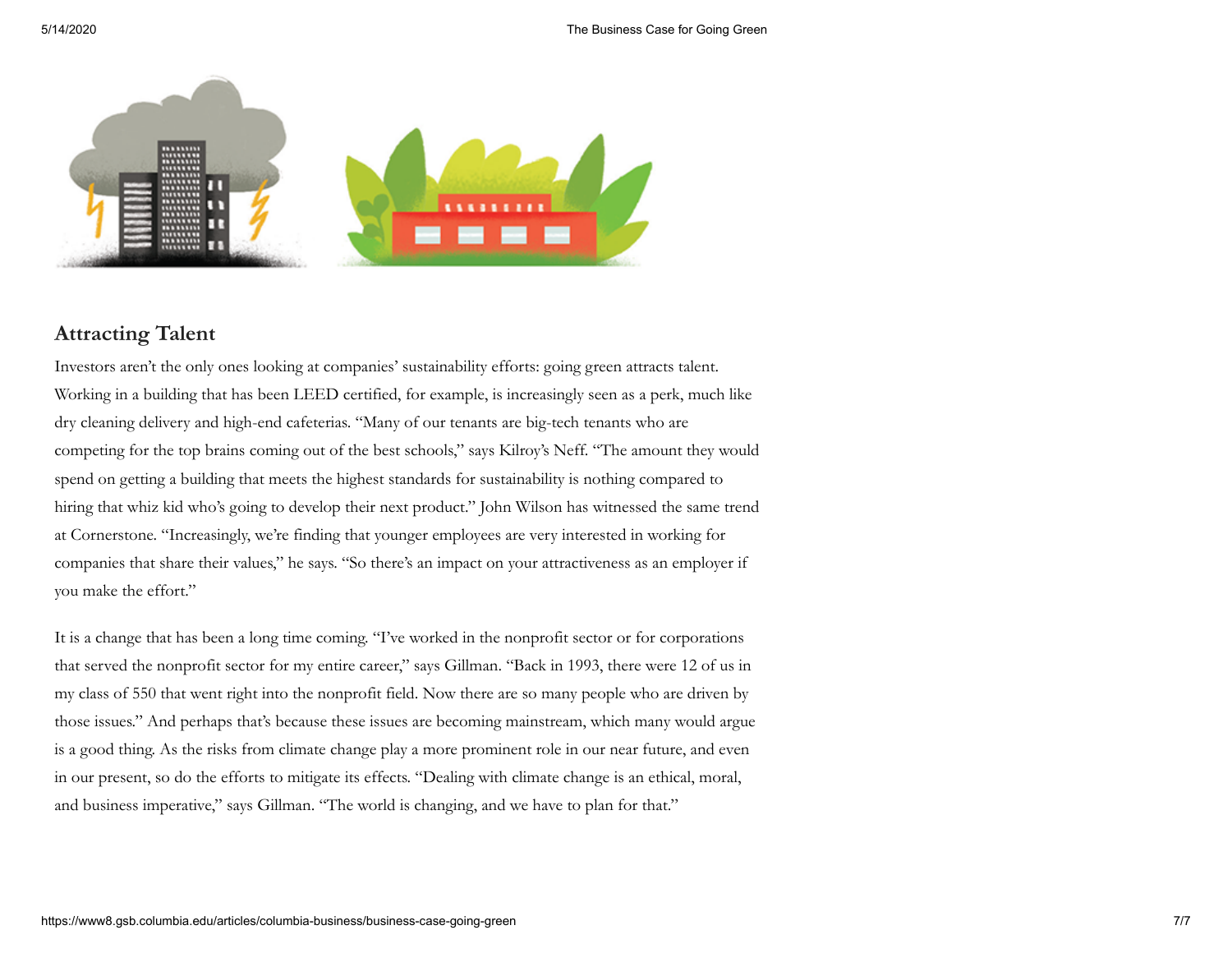## Attracting Talent

Investors aren't the only ones looking at companies' sustainability efforts: going green attracts talent. Working in a building that has been LEED certified, for example, is increasingly seen as a perk, much like dry cleaning delivery and high-end cafeterias. "Many of our tenants are big-tech tenants who are competing for the top brains coming out of the best schools," says Kilroy's Neff. "The amount they would spend on getting a building that meets the highest standards for sustainability is nothing compared to hiring that whiz kid who's going to develop their next product." John Wilson has witnessed the same trend at Cornerstone. "Increasingly, we're finding that younger employees are very interested in working for companies that share their values," he says. "So there's an impact on your attractiveness as an employer if you make the effort."

It is a change that has been a long time coming. "I've worked in the nonprofit sector or for corporations that served the nonprofit sector for my entire career," says Gillman. "Back in 1993, there were 12 of us in my class of 550 that went right into the nonprofit field. Now there are so many people who are driven by those issues." And perhaps that's because these issues are becoming mainstream, which many would argue is a good thing. As the risks from climate change play a more prominent role in our near future, and even in our present, so do the efforts to mitigate its effects. "Dealing with climate change is an ethical, moral, and business imperative," says Gillman. "The world is changing, and we have to plan for that."